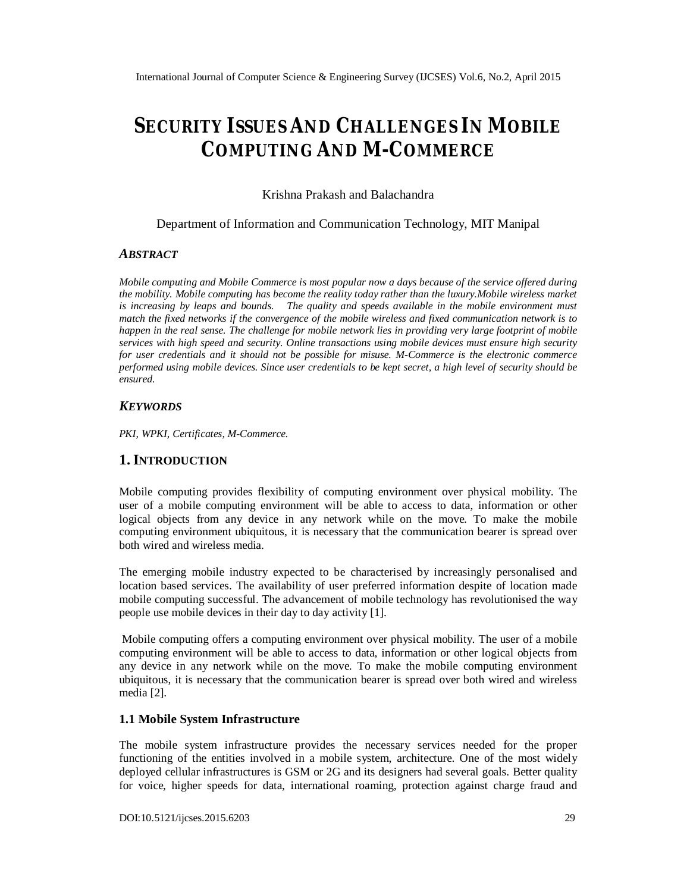# SECURITY ISSUES AND CHALLENGES IN MOBILE COMPUTING AND M-COMMERCE

Krishna Prakash and Balachandra

Department of Information and Communication Technology, MIT Manipal

### *ABSTRACT*

*Mobile computing and Mobile Commerce is most popular now a days because of the service offered during the mobility. Mobile computing has become the reality today rather than the luxury.Mobile wireless market is increasing by leaps and bounds. The quality and speeds available in the mobile environment must match the fixed networks if the convergence of the mobile wireless and fixed communication network is to happen in the real sense. The challenge for mobile network lies in providing very large footprint of mobile services with high speed and security. Online transactions using mobile devices must ensure high security for user credentials and it should not be possible for misuse. M-Commerce is the electronic commerce performed using mobile devices. Since user credentials to be kept secret, a high level of security should be ensured.*

### *KEYWORDS*

*PKI, WPKI, Certificates, M-Commerce.*

## 1. INTRODUCTION

Mobile computing provides flexibility of computing environment over physical mobility. The user of a mobile computing environment will be able to access to data, information or other logical objects from any device in any network while on the move. To make the mobile computing environment ubiquitous, it is necessary that the communication bearer is spread over both wired and wireless media.

The emerging mobile industry expected to be characterised by increasingly personalised and location based services. The availability of user preferred information despite of location made mobile computing successful. The advancement of mobile technology has revolutionised the way people use mobile devices in their day to day activity [1].

Mobile computing offers a computing environment over physical mobility. The user of a mobile computing environment will be able to access to data, information or other logical objects from any device in any network while on the move. To make the mobile computing environment ubiquitous, it is necessary that the communication bearer is spread over both wired and wireless media [2].

### 1.1 Mobile System Infrastructure

The mobile system infrastructure provides the necessary services needed for the proper functioning of the entities involved in a mobile system, architecture. One of the most widely deployed cellular infrastructures is GSM or 2G and its designers had several goals. Better quality for voice, higher speeds for data, international roaming, protection against charge fraud and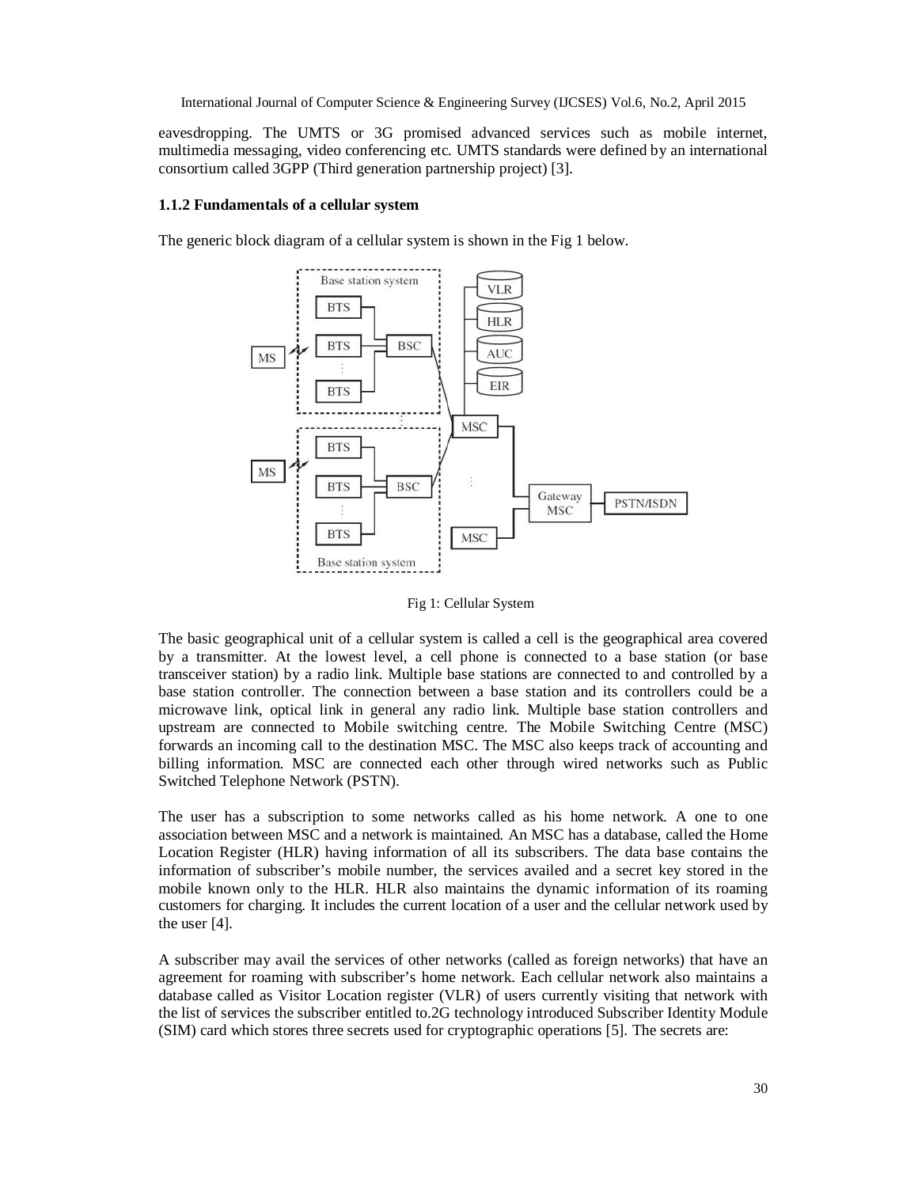eavesdropping. The UMTS or 3G promised advanced services such as mobile internet, multimedia messaging, video conferencing etc. UMTS standards were defined by an international consortium called 3GPP (Third generation partnership project) [3].

### 1.1.2 Fundamentals of a cellular system

The generic block diagram of a cellular system is shown in the Fig 1 below.

Fig 1: Cellular System

The basic geographical unit of a cellular system is called a cell is the geographical area covered by a transmitter. At the lowest level, a cell phone is connected to a base station (or base transceiver station) by a radio link. Multiple base stations are connected to and controlled by a base station controller. The connection between a base station and its controllers could be a microwave link, optical link in general any radio link. Multiple base station controllers and upstream are connected to Mobile switching centre. The Mobile Switching Centre (MSC) forwards an incoming call to the destination MSC. The MSC also keeps track of accounting and billing information. MSC are connected each other through wired networks such as Public Switched Telephone Network (PSTN).

The user has a subscription to some networks called as his home network. A one to one association between MSC and a network is maintained. An MSC has a database, called the Home Location Register (HLR) having information of all its subscribers. The data base contains the information of subscriber's mobile number, the services availed and a secret key stored in the mobile known only to the HLR. HLR also maintains the dynamic information of its roaming customers for charging. It includes the current location of a user and the cellular network used by the user [4].

A subscriber may avail the services of other networks (called as foreign networks) that have an agreement for roaming with subscriber's home network. Each cellular network also maintains a database called as Visitor Location register (VLR) of users currently visiting that network with the list of services the subscriber entitled to.2G technology introduced Subscriber Identity Module (SIM) card which stores three secrets used for cryptographic operations [5]. The secrets are: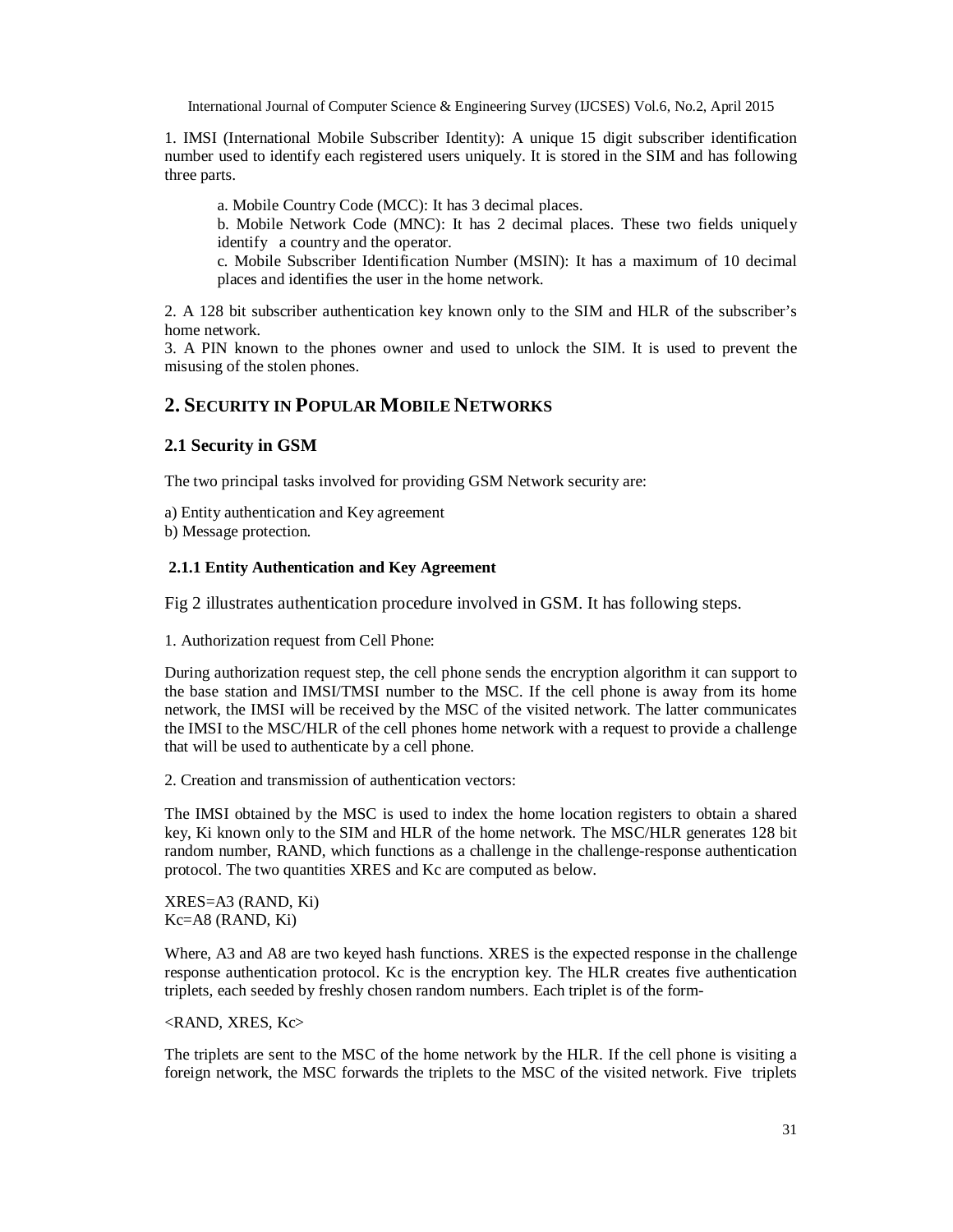1. IMSI (International Mobile Subscriber Identity): A unique 15 digit subscriber identification number used to identify each registered users uniquely. It is stored in the SIM and has following three parts.

   a. Mobile Country Code (MCC): It has 3 decimal places.

   b. Mobile Network Code (MNC): It has 2 decimal places. These two fields uniquely identify a country and the operator.

   c. Mobile Subscriber Identification Number (MSIN): It has a maximum of 10 decimal places and identifies the user in the home network.

2. A 128 bit subscriber authentication key known only to the SIM and HLR of the subscriber's home network.

3. A PIN known to the phones owner and used to unlock the SIM. It is used to prevent the misusing of the stolen phones.

## 2. SECURITY IN POPULAR MOBILE NETWORKS

### 2.1 Security in GSM

The two principal tasks involved for providing GSM Network security are:

a) Entity authentication and Key agreement

b) Message protection.

#### 2.1.1 Entity Authentication and Key Agreement

Fig 2 illustrates authentication procedure involved in GSM. It has following steps.

1. Authorization request from Cell Phone:

During authorization request step, the cell phone sends the encryption algorithm it can support to the base station and IMSI/TMSI number to the MSC. If the cell phone is away from its home network, the IMSI will be received by the MSC of the visited network. The latter communicates the IMSI to the MSC/HLR of the cell phones home network with a request to provide a challenge that will be used to authenticate by a cell phone.

2. Creation and transmission of authentication vectors:

The IMSI obtained by the MSC is used to index the home location registers to obtain a shared key, Ki known only to the SIM and HLR of the home network. The MSC/HLR generates 128 bit random number, RAND, which functions as a challenge in the challenge-response authentication protocol. The two quantities XRES and Kc are computed as below.

XRES=A3 (RAND, Ki)

Kc=A8 (RAND, Ki)

Where, A3 and A8 are two keyed hash functions. XRES is the expected response in the challenge response authentication protocol. Kc is the encryption key. The HLR creates five authentication triplets, each seeded by freshly chosen random numbers. Each triplet is of the form-

<RAND, XRES, Kc>

The triplets are sent to the MSC of the home network by the HLR. If the cell phone is visiting a foreign network, the MSC forwards the triplets to the MSC of the visited network. Five triplets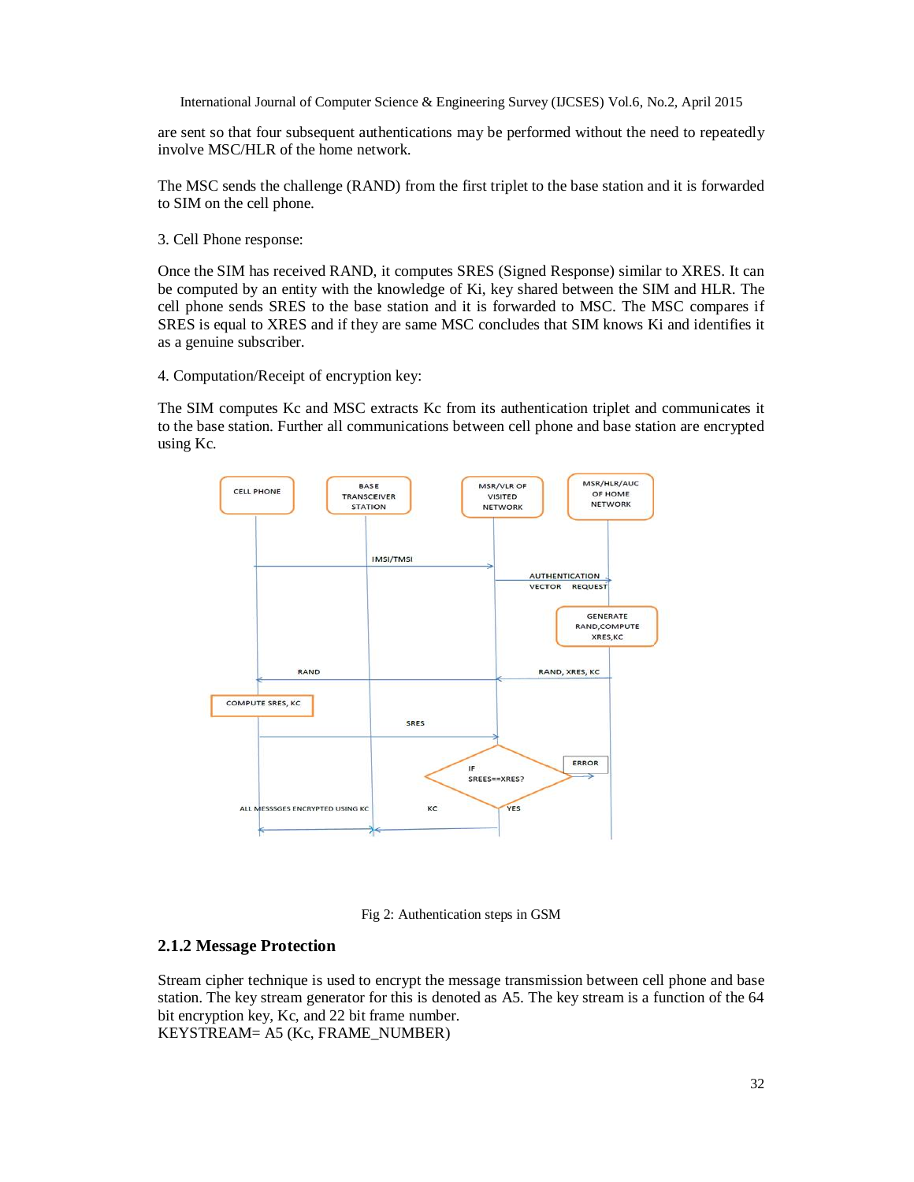are sent so that four subsequent authentications may be performed without the need to repeatedly involve MSC/HLR of the home network.

The MSC sends the challenge (RAND) from the first triplet to the base station and it is forwarded to SIM on the cell phone.

3. Cell Phone response:

Once the SIM has received RAND, it computes SRES (Signed Response) similar to XRES. It can be computed by an entity with the knowledge of Ki, key shared between the SIM and HLR. The cell phone sends SRES to the base station and it is forwarded to MSC. The MSC compares if SRES is equal to XRES and if they are same MSC concludes that SIM knows Ki and identifies it as a genuine subscriber.

4. Computation/Receipt of encryption key:

The SIM computes Kc and MSC extracts Kc from its authentication triplet and communicates it to the base station. Further all communications between cell phone and base station are encrypted using Kc.

Fig 2: Authentication steps in GSM

### 2.1.2 Message Protection

Stream cipher technique is used to encrypt the message transmission between cell phone and base station. The key stream generator for this is denoted as A5. The key stream is a function of the 64 bit encryption key, Kc, and 22 bit frame number.
KEYSTREAM= A5 (Kc, FRAME_NUMBER)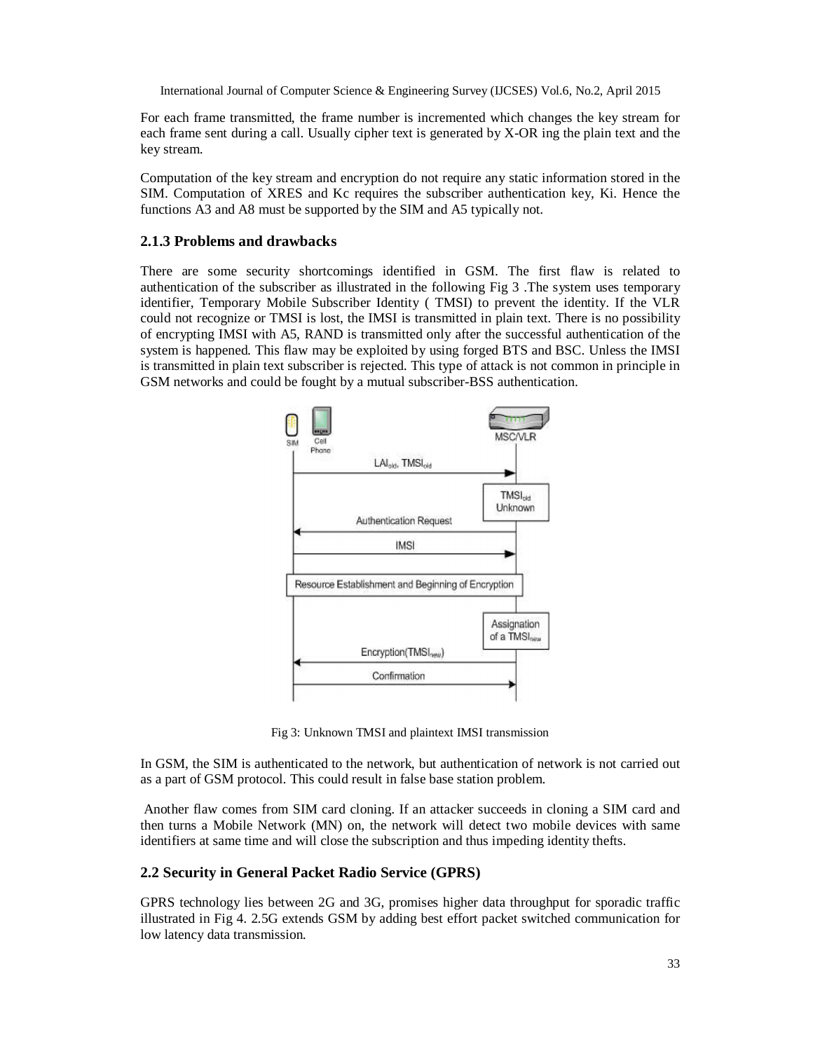For each frame transmitted, the frame number is incremented which changes the key stream for each frame sent during a call. Usually cipher text is generated by X-OR ing the plain text and the key stream.

Computation of the key stream and encryption do not require any static information stored in the SIM. Computation of XRES and Kc requires the subscriber authentication key, Ki. Hence the functions A3 and A8 must be supported by the SIM and A5 typically not.

### 2.1.3 Problems and drawbacks

There are some security shortcomings identified in GSM. The first flaw is related to authentication of the subscriber as illustrated in the following Fig 3 .The system uses temporary identifier, Temporary Mobile Subscriber Identity ( TMSI) to prevent the identity. If the VLR could not recognize or TMSI is lost, the IMSI is transmitted in plain text. There is no possibility of encrypting IMSI with A5, RAND is transmitted only after the successful authentication of the system is happened. This flaw may be exploited by using forged BTS and BSC. Unless the IMSI is transmitted in plain text subscriber is rejected. This type of attack is not common in principle in GSM networks and could be fought by a mutual subscriber-BSS authentication.

Fig 3: Unknown TMSI and plaintext IMSI transmission

In GSM, the SIM is authenticated to the network, but authentication of network is not carried out as a part of GSM protocol. This could result in false base station problem.

Another flaw comes from SIM card cloning. If an attacker succeeds in cloning a SIM card and then turns a Mobile Network (MN) on, the network will detect two mobile devices with same identifiers at same time and will close the subscription and thus impeding identity thefts.

## 2.2 Security in General Packet Radio Service (GPRS)

GPRS technology lies between 2G and 3G, promises higher data throughput for sporadic traffic illustrated in Fig 4. 2.5G extends GSM by adding best effort packet switched communication for low latency data transmission.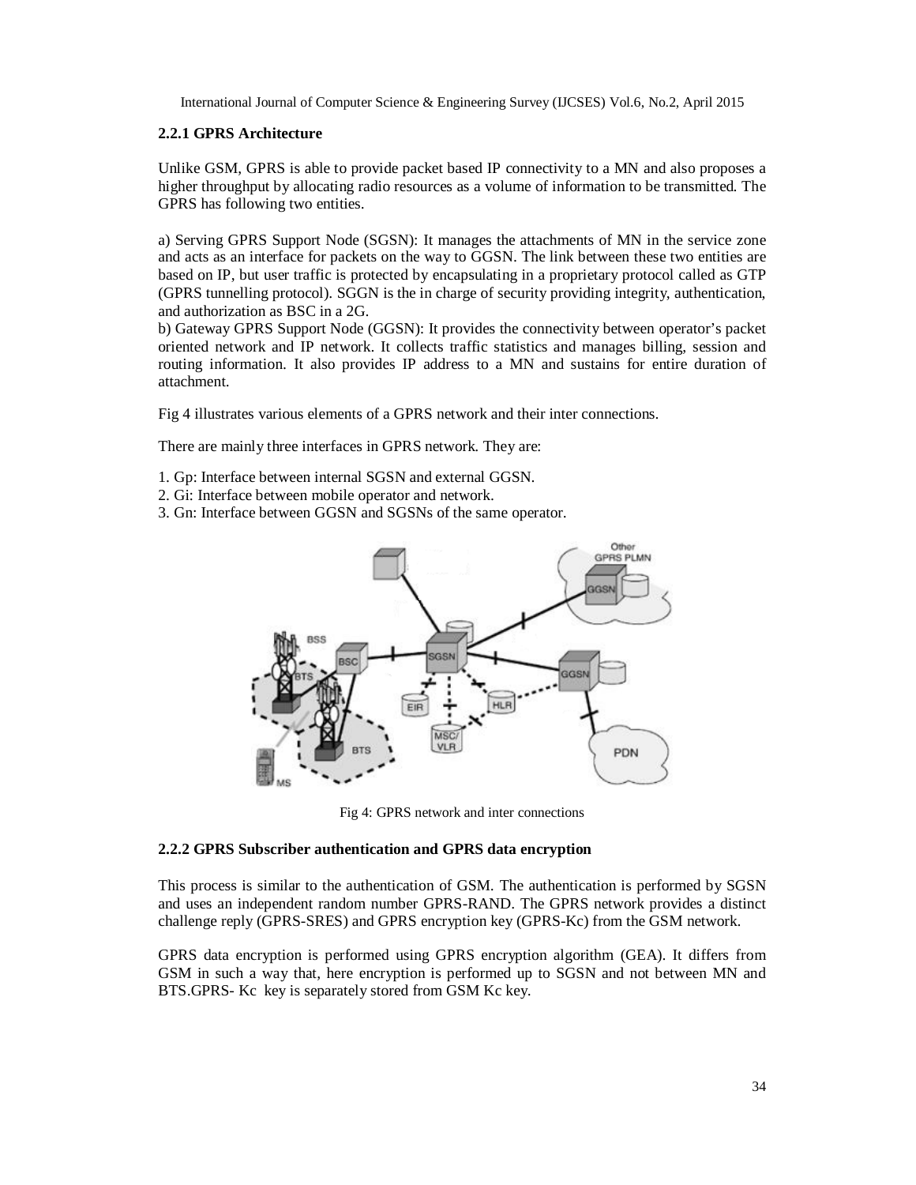### 2.2.1 GPRS Architecture

Unlike GSM, GPRS is able to provide packet based IP connectivity to a MN and also proposes a higher throughput by allocating radio resources as a volume of information to be transmitted. The GPRS has following two entities.

a) Serving GPRS Support Node (SGSN): It manages the attachments of MN in the service zone and acts as an interface for packets on the way to GGSN. The link between these two entities are based on IP, but user traffic is protected by encapsulating in a proprietary protocol called as GTP (GPRS tunnelling protocol). SGGN is the in charge of security providing integrity, authentication, and authorization as BSC in a 2G.

b) Gateway GPRS Support Node (GGSN): It provides the connectivity between operator's packet oriented network and IP network. It collects traffic statistics and manages billing, session and routing information. It also provides IP address to a MN and sustains for entire duration of attachment.

Fig 4 illustrates various elements of a GPRS network and their inter connections.

There are mainly three interfaces in GPRS network. They are:

1. Gp: Interface between internal SGSN and external GGSN.
2. Gi: Interface between mobile operator and network.
3. Gn: Interface between GGSN and SGSNs of the same operator.

Fig 4: GPRS network and inter connections

### 2.2.2 GPRS Subscriber authentication and GPRS data encryption

This process is similar to the authentication of GSM. The authentication is performed by SGSN and uses an independent random number GPRS-RAND. The GPRS network provides a distinct challenge reply (GPRS-SRES) and GPRS encryption key (GPRS-Kc) from the GSM network.

GPRS data encryption is performed using GPRS encryption algorithm (GEA). It differs from GSM in such a way that, here encryption is performed up to SGSN and not between MN and BTS.GPRS- Kc key is separately stored from GSM Kc key.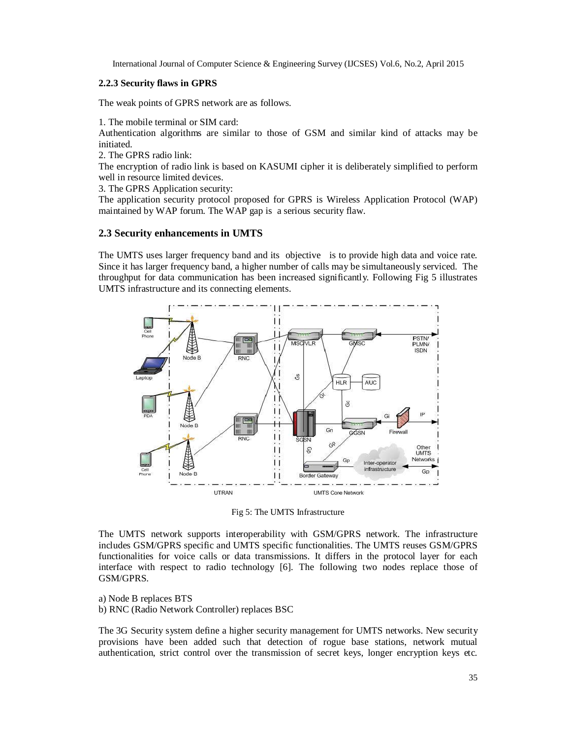### 2.2.3 Security flaws in GPRS

The weak points of GPRS network are as follows.

1. The mobile terminal or SIM card:
Authentication algorithms are similar to those of GSM and similar kind of attacks may be initiated.
2. The GPRS radio link:
The encryption of radio link is based on KASUMI cipher it is deliberately simplified to perform well in resource limited devices.
3. The GPRS Application security:
The application security protocol proposed for GPRS is Wireless Application Protocol (WAP) maintained by WAP forum. The WAP gap is a serious security flaw.

## 2.3 Security enhancements in UMTS

The UMTS uses larger frequency band and its objective is to provide high data and voice rate. Since it has larger frequency band, a higher number of calls may be simultaneously serviced. The throughput for data communication has been increased significantly. Following Fig 5 illustrates UMTS infrastructure and its connecting elements.

Fig 5: The UMTS Infrastructure

The UMTS network supports interoperability with GSM/GPRS network. The infrastructure includes GSM/GPRS specific and UMTS specific functionalities. The UMTS reuses GSM/GPRS functionalities for voice calls or data transmissions. It differs in the protocol layer for each interface with respect to radio technology [6]. The following two nodes replace those of GSM/GPRS.

a) Node B replaces BTS
b) RNC (Radio Network Controller) replaces BSC

The 3G Security system define a higher security management for UMTS networks. New security provisions have been added such that detection of rogue base stations, network mutual authentication, strict control over the transmission of secret keys, longer encryption keys etc.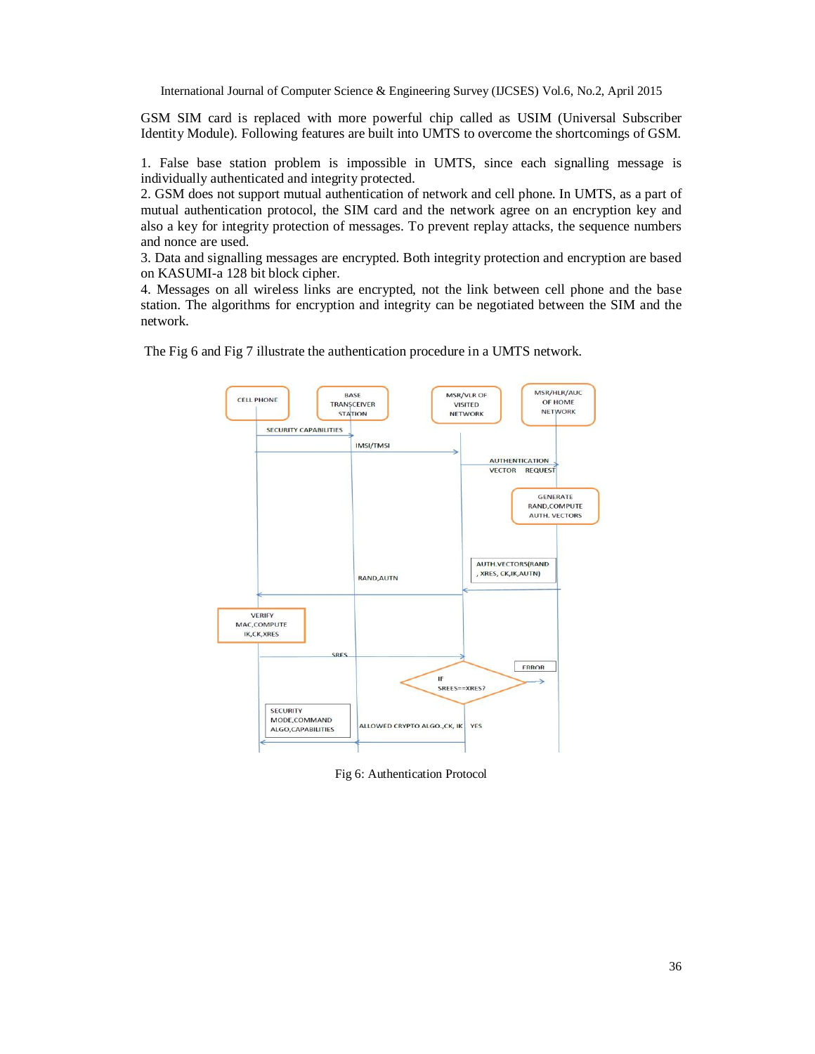GSM SIM card is replaced with more powerful chip called as USIM (Universal Subscriber Identity Module). Following features are built into UMTS to overcome the shortcomings of GSM.

1. False base station problem is impossible in UMTS, since each signalling message is individually authenticated and integrity protected.
2. GSM does not support mutual authentication of network and cell phone. In UMTS, as a part of mutual authentication protocol, the SIM card and the network agree on an encryption key and also a key for integrity protection of messages. To prevent replay attacks, the sequence numbers and nonce are used.
3. Data and signalling messages are encrypted. Both integrity protection and encryption are based on KASUMI-a 128 bit block cipher.
4. Messages on all wireless links are encrypted, not the link between cell phone and the base station. The algorithms for encryption and integrity can be negotiated between the SIM and the network.

The Fig 6 and Fig 7 illustrate the authentication procedure in a UMTS network.

Fig 6: Authentication Protocol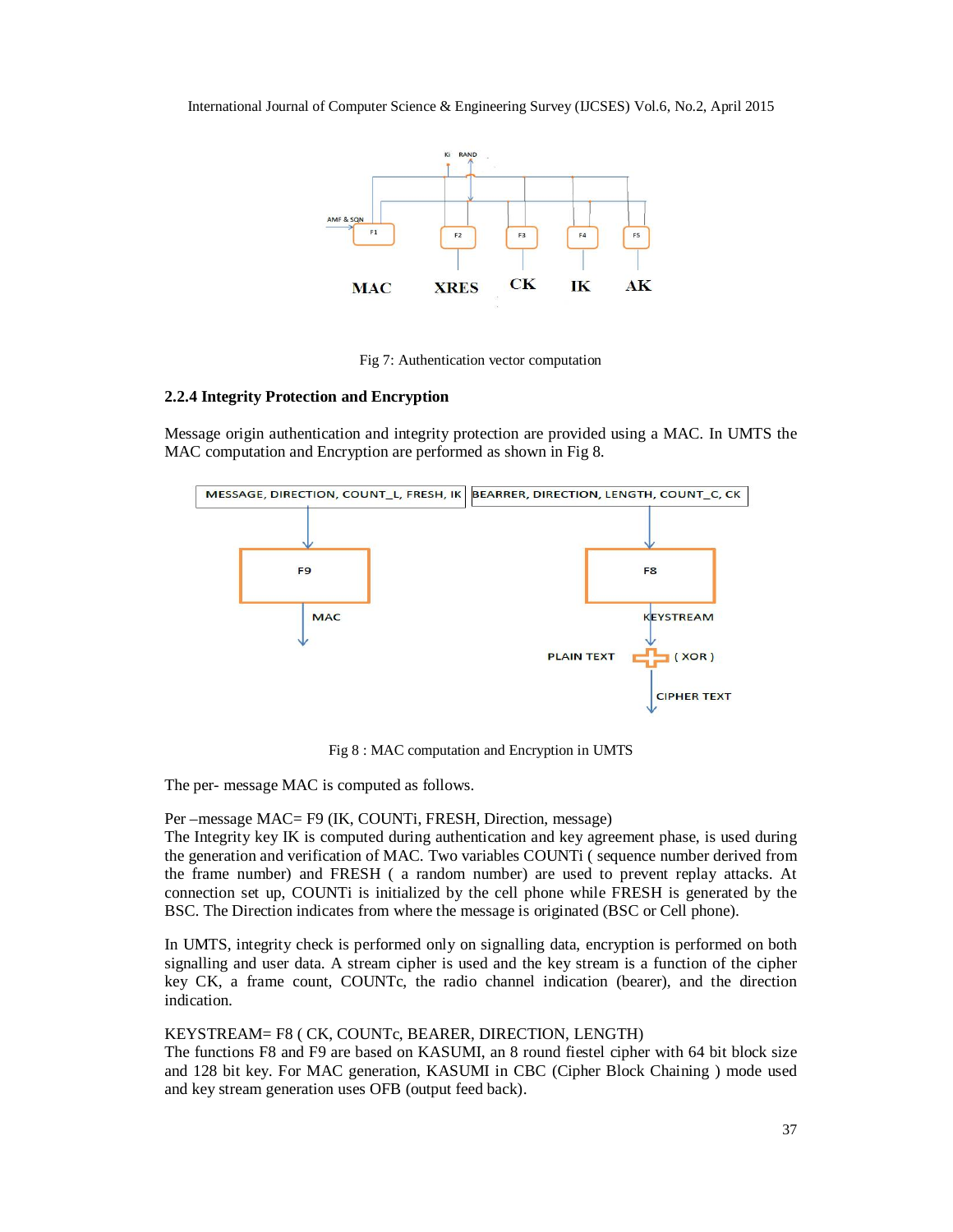Fig 7: Authentication vector computation

### 2.2.4 Integrity Protection and Encryption

Message origin authentication and integrity protection are provided using a MAC. In UMTS the MAC computation and Encryption are performed as shown in Fig 8.

Fig 8 : MAC computation and Encryption in UMTS

The per- message MAC is computed as follows.

Per –message MAC= F9 (IK, COUNTi, FRESH, Direction, message)
The Integrity key IK is computed during authentication and key agreement phase, is used during the generation and verification of MAC. Two variables COUNTi ( sequence number derived from the frame number) and FRESH ( a random number) are used to prevent replay attacks. At connection set up, COUNTi is initialized by the cell phone while FRESH is generated by the BSC. The Direction indicates from where the message is originated (BSC or Cell phone).

In UMTS, integrity check is performed only on signalling data, encryption is performed on both signalling and user data. A stream cipher is used and the key stream is a function of the cipher key CK, a frame count, COUNTc, the radio channel indication (bearer), and the direction indication.

KEYSTREAM= F8 ( CK, COUNTc, BEARER, DIRECTION, LENGTH)
The functions F8 and F9 are based on KASUMI, an 8 round fiestel cipher with 64 bit block size and 128 bit key. For MAC generation, KASUMI in CBC (Cipher Block Chaining ) mode used and key stream generation uses OFB (output feed back).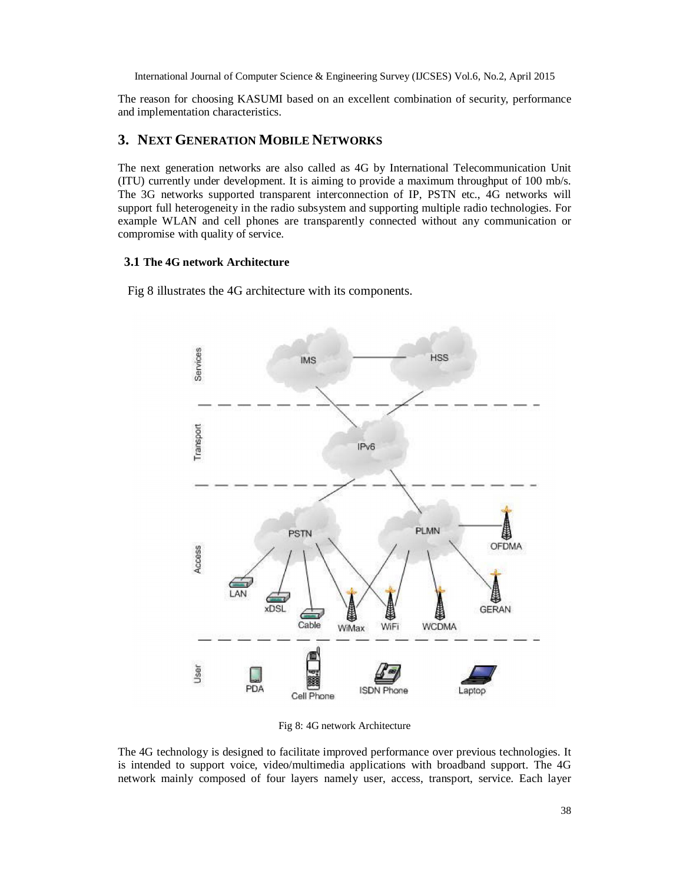The reason for choosing KASUMI based on an excellent combination of security, performance and implementation characteristics.

## 3. NEXT GENERATION MOBILE NETWORKS

The next generation networks are also called as 4G by International Telecommunication Unit (ITU) currently under development. It is aiming to provide a maximum throughput of 100 mb/s. The 3G networks supported transparent interconnection of IP, PSTN etc., 4G networks will support full heterogeneity in the radio subsystem and supporting multiple radio technologies. For example WLAN and cell phones are transparently connected without any communication or compromise with quality of service.

### 3.1 The 4G network Architecture

Fig 8 illustrates the 4G architecture with its components.

Fig 8: 4G network Architecture

The 4G technology is designed to facilitate improved performance over previous technologies. It is intended to support voice, video/multimedia applications with broadband support. The 4G network mainly composed of four layers namely user, access, transport, service. Each layer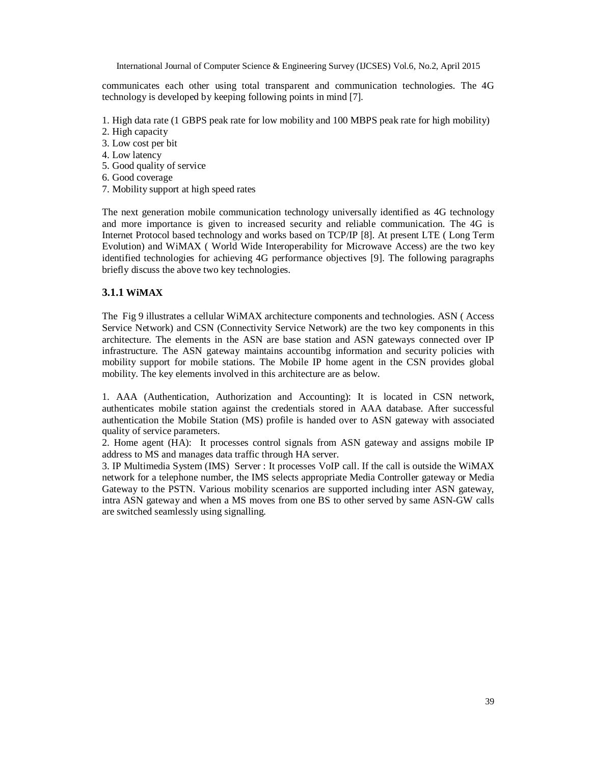communicates each other using total transparent and communication technologies. The 4G technology is developed by keeping following points in mind [7].

1. High data rate (1 GBPS peak rate for low mobility and 100 MBPS peak rate for high mobility)
2. High capacity
3. Low cost per bit
4. Low latency
5. Good quality of service
6. Good coverage
7. Mobility support at high speed rates

The next generation mobile communication technology universally identified as 4G technology and more importance is given to increased security and reliable communication. The 4G is Internet Protocol based technology and works based on TCP/IP [8]. At present LTE ( Long Term Evolution) and WiMAX ( World Wide Interoperability for Microwave Access) are the two key identified technologies for achieving 4G performance objectives [9]. The following paragraphs briefly discuss the above two key technologies.

### 3.1.1 WiMAX

The Fig 9 illustrates a cellular WiMAX architecture components and technologies. ASN ( Access Service Network) and CSN (Connectivity Service Network) are the two key components in this architecture. The elements in the ASN are base station and ASN gateways connected over IP infrastructure. The ASN gateway maintains accountibg information and security policies with mobility support for mobile stations. The Mobile IP home agent in the CSN provides global mobility. The key elements involved in this architecture are as below.

1. AAA (Authentication, Authorization and Accounting): It is located in CSN network, authenticates mobile station against the credentials stored in AAA database. After successful authentication the Mobile Station (MS) profile is handed over to ASN gateway with associated quality of service parameters.
2. Home agent (HA): It processes control signals from ASN gateway and assigns mobile IP address to MS and manages data traffic through HA server.
3. IP Multimedia System (IMS) Server : It processes VoIP call. If the call is outside the WiMAX network for a telephone number, the IMS selects appropriate Media Controller gateway or Media Gateway to the PSTN. Various mobility scenarios are supported including inter ASN gateway, intra ASN gateway and when a MS moves from one BS to other served by same ASN-GW calls are switched seamlessly using signalling.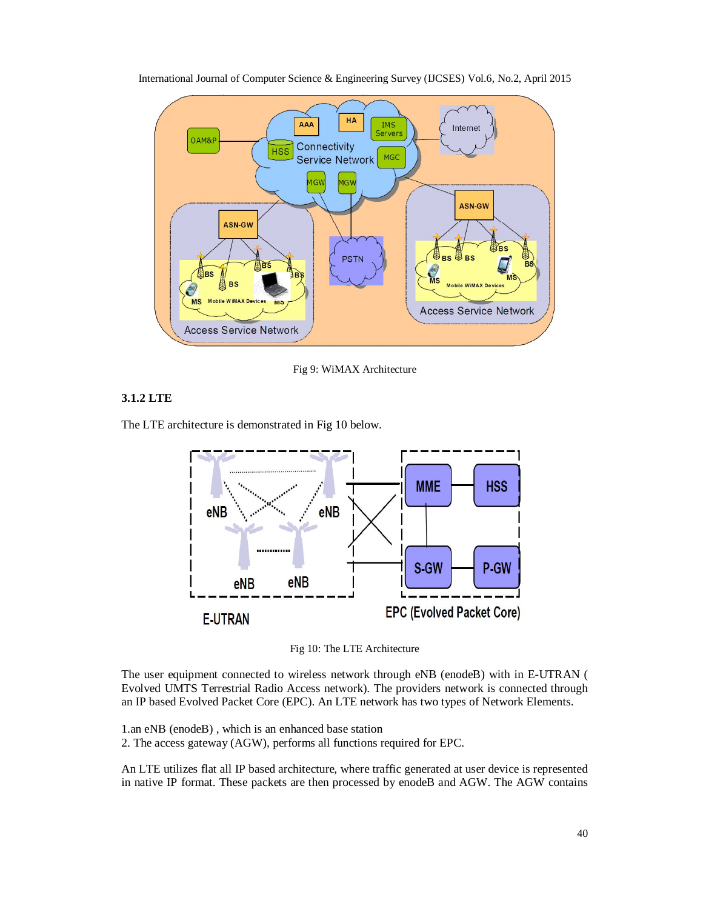Fig 9: WiMAX Architecture

### 3.1.2 LTE

The LTE architecture is demonstrated in Fig 10 below.

Fig 10: The LTE Architecture

The user equipment connected to wireless network through eNB (enodeB) with in E-UTRAN ( Evolved UMTS Terrestrial Radio Access network). The providers network is connected through an IP based Evolved Packet Core (EPC). An LTE network has two types of Network Elements.

1.an eNB (enodeB) , which is an enhanced base station
2. The access gateway (AGW), performs all functions required for EPC.

An LTE utilizes flat all IP based architecture, where traffic generated at user device is represented in native IP format. These packets are then processed by enodeB and AGW. The AGW contains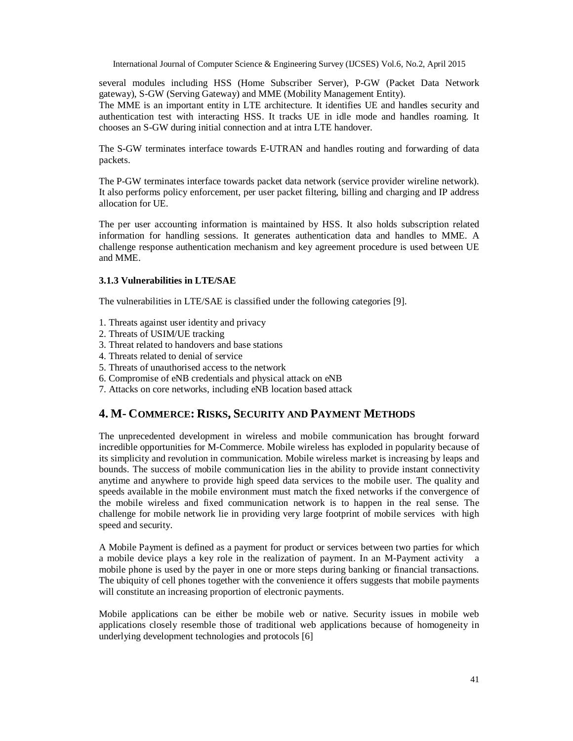several modules including HSS (Home Subscriber Server), P-GW (Packet Data Network gateway), S-GW (Serving Gateway) and MME (Mobility Management Entity).
The MME is an important entity in LTE architecture. It identifies UE and handles security and authentication test with interacting HSS. It tracks UE in idle mode and handles roaming. It chooses an S-GW during initial connection and at intra LTE handover.

The S-GW terminates interface towards E-UTRAN and handles routing and forwarding of data packets.

The P-GW terminates interface towards packet data network (service provider wireline network). It also performs policy enforcement, per user packet filtering, billing and charging and IP address allocation for UE.

The per user accounting information is maintained by HSS. It also holds subscription related information for handling sessions. It generates authentication data and handles to MME. A challenge response authentication mechanism and key agreement procedure is used between UE and MME.

### 3.1.3 Vulnerabilities in LTE/SAE

The vulnerabilities in LTE/SAE is classified under the following categories [9].

1. Threats against user identity and privacy
2. Threats of USIM/UE tracking
3. Threat related to handovers and base stations
4. Threats related to denial of service
5. Threats of unauthorised access to the network
6. Compromise of eNB credentials and physical attack on eNB
7. Attacks on core networks, including eNB location based attack

## 4. M- Commerce: Risks, Security and Payment Methods

The unprecedented development in wireless and mobile communication has brought forward incredible opportunities for M-Commerce. Mobile wireless has exploded in popularity because of its simplicity and revolution in communication. Mobile wireless market is increasing by leaps and bounds. The success of mobile communication lies in the ability to provide instant connectivity anytime and anywhere to provide high speed data services to the mobile user. The quality and speeds available in the mobile environment must match the fixed networks if the convergence of the mobile wireless and fixed communication network is to happen in the real sense. The challenge for mobile network lie in providing very large footprint of mobile services with high speed and security.

A Mobile Payment is defined as a payment for product or services between two parties for which a mobile device plays a key role in the realization of payment. In an M-Payment activity a mobile phone is used by the payer in one or more steps during banking or financial transactions. The ubiquity of cell phones together with the convenience it offers suggests that mobile payments will constitute an increasing proportion of electronic payments.

Mobile applications can be either be mobile web or native. Security issues in mobile web applications closely resemble those of traditional web applications because of homogeneity in underlying development technologies and protocols [6]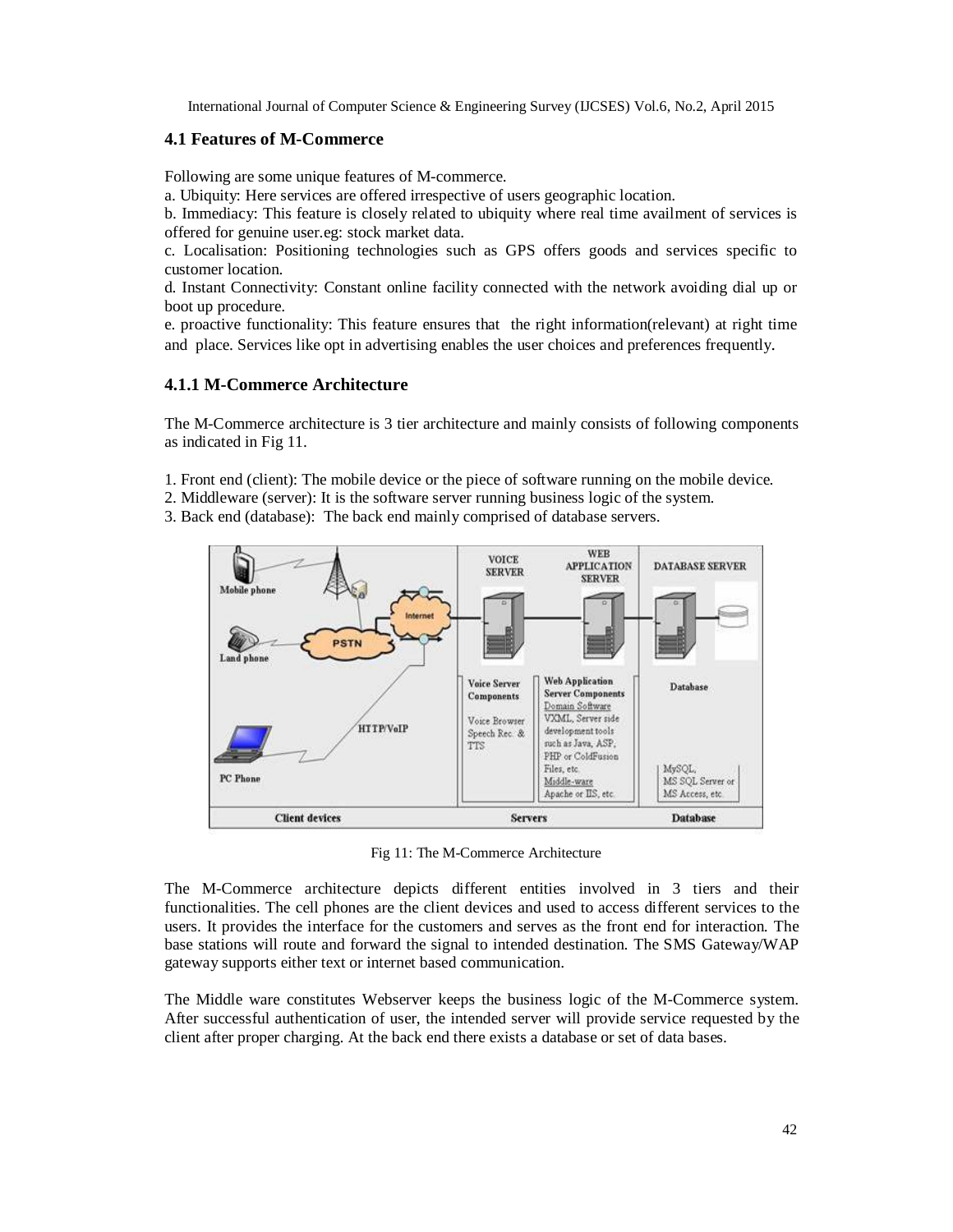### 4.1 Features of M-Commerce

Following are some unique features of M-commerce.

a. Ubiquity: Here services are offered irrespective of users geographic location.

b. Immediacy: This feature is closely related to ubiquity where real time availment of services is offered for genuine user.eg: stock market data.

c. Localisation: Positioning technologies such as GPS offers goods and services specific to customer location.

d. Instant Connectivity: Constant online facility connected with the network avoiding dial up or boot up procedure.

e. proactive functionality: This feature ensures that the right information(relevant) at right time and place. Services like opt in advertising enables the user choices and preferences frequently.

#### 4.1.1 M-Commerce Architecture

The M-Commerce architecture is 3 tier architecture and mainly consists of following components as indicated in Fig 11.

1. Front end (client): The mobile device or the piece of software running on the mobile device.
2. Middleware (server): It is the software server running business logic of the system.
3. Back end (database): The back end mainly comprised of database servers.

Fig 11: The M-Commerce Architecture

The M-Commerce architecture depicts different entities involved in 3 tiers and their functionalities. The cell phones are the client devices and used to access different services to the users. It provides the interface for the customers and serves as the front end for interaction. The base stations will route and forward the signal to intended destination. The SMS Gateway/WAP gateway supports either text or internet based communication.

The Middle ware constitutes Webserver keeps the business logic of the M-Commerce system. After successful authentication of user, the intended server will provide service requested by the client after proper charging. At the back end there exists a database or set of data bases.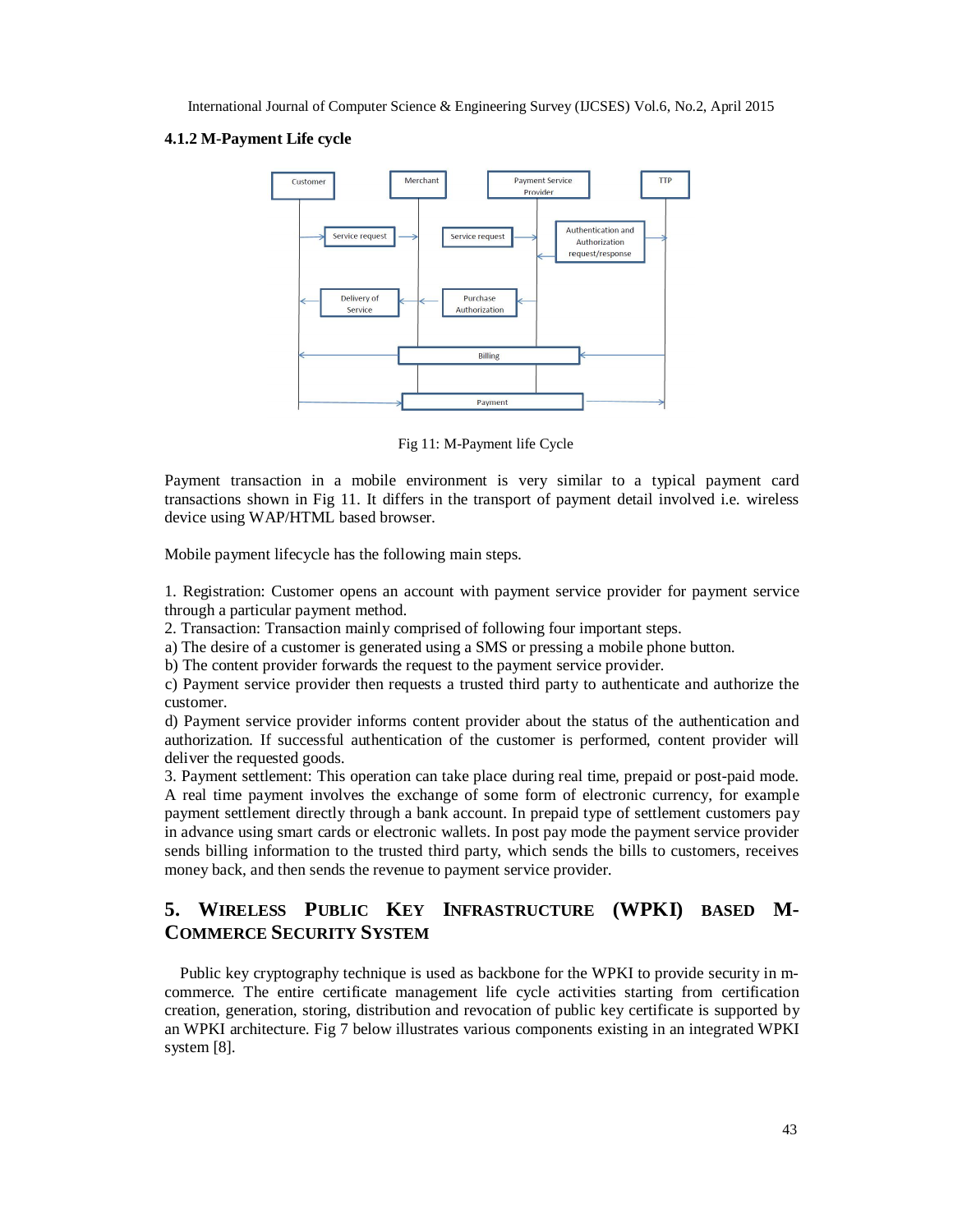### 4.1.2 M-Payment Life cycle

Fig 11: M-Payment life Cycle

Payment transaction in a mobile environment is very similar to a typical payment card transactions shown in Fig 11. It differs in the transport of payment detail involved i.e. wireless device using WAP/HTML based browser.

Mobile payment lifecycle has the following main steps.

1. Registration: Customer opens an account with payment service provider for payment service through a particular payment method.
2. Transaction: Transaction mainly comprised of following four important steps.
a) The desire of a customer is generated using a SMS or pressing a mobile phone button.
b) The content provider forwards the request to the payment service provider.
c) Payment service provider then requests a trusted third party to authenticate and authorize the customer.
d) Payment service provider informs content provider about the status of the authentication and authorization. If successful authentication of the customer is performed, content provider will deliver the requested goods.
3. Payment settlement: This operation can take place during real time, prepaid or post-paid mode. A real time payment involves the exchange of some form of electronic currency, for example payment settlement directly through a bank account. In prepaid type of settlement customers pay in advance using smart cards or electronic wallets. In post pay mode the payment service provider sends billing information to the trusted third party, which sends the bills to customers, receives money back, and then sends the revenue to payment service provider.

## 5. Wireless Public Key Infrastructure (WPKI) Based M-Commerce Security System

Public key cryptography technique is used as backbone for the WPKI to provide security in m-commerce. The entire certificate management life cycle activities starting from certification creation, generation, storing, distribution and revocation of public key certificate is supported by an WPKI architecture. Fig 7 below illustrates various components existing in an integrated WPKI system [8].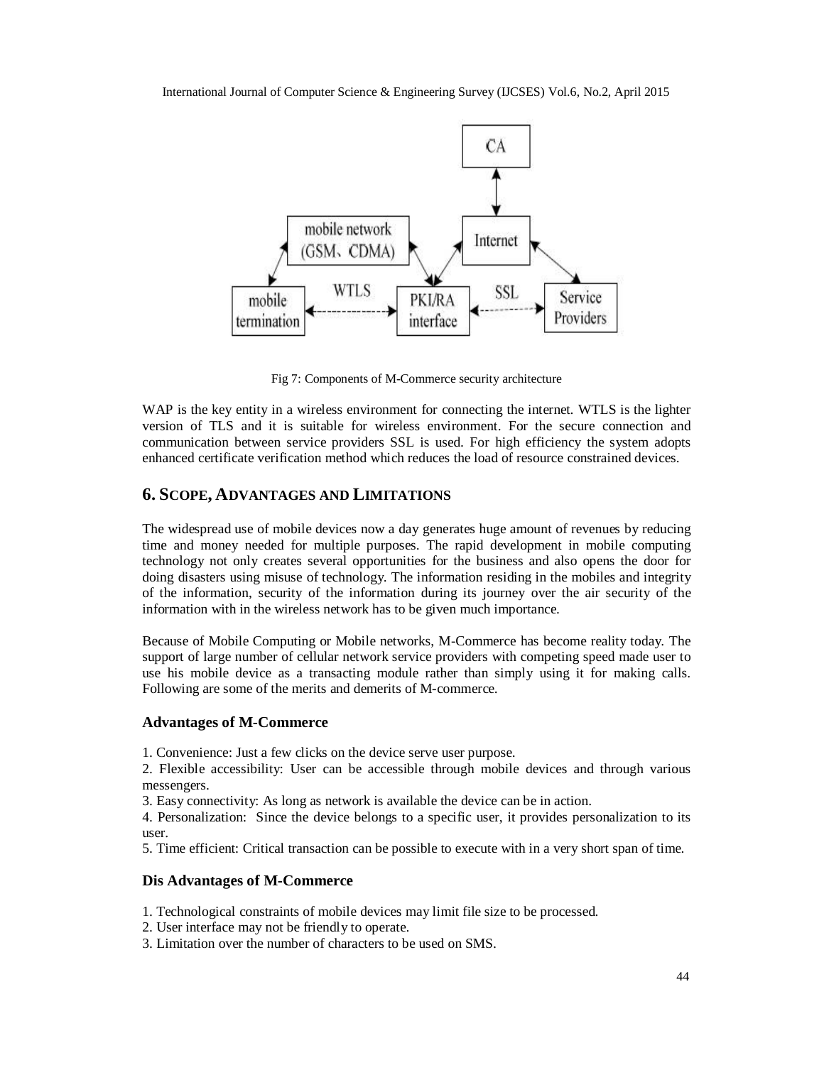Fig 7: Components of M-Commerce security architecture

WAP is the key entity in a wireless environment for connecting the internet. WTLS is the lighter version of TLS and it is suitable for wireless environment. For the secure connection and communication between service providers SSL is used. For high efficiency the system adopts enhanced certificate verification method which reduces the load of resource constrained devices.

## 6. SCOPE, ADVANTAGES AND LIMITATIONS

The widespread use of mobile devices now a day generates huge amount of revenues by reducing time and money needed for multiple purposes. The rapid development in mobile computing technology not only creates several opportunities for the business and also opens the door for doing disasters using misuse of technology. The information residing in the mobiles and integrity of the information, security of the information during its journey over the air security of the information with in the wireless network has to be given much importance.

Because of Mobile Computing or Mobile networks, M-Commerce has become reality today. The support of large number of cellular network service providers with competing speed made user to use his mobile device as a transacting module rather than simply using it for making calls. Following are some of the merits and demerits of M-commerce.

### Advantages of M-Commerce

1. Convenience: Just a few clicks on the device serve user purpose.
2. Flexible accessibility: User can be accessible through mobile devices and through various messengers.
3. Easy connectivity: As long as network is available the device can be in action.
4. Personalization: Since the device belongs to a specific user, it provides personalization to its user.
5. Time efficient: Critical transaction can be possible to execute with in a very short span of time.

### Dis Advantages of M-Commerce

1. Technological constraints of mobile devices may limit file size to be processed.
2. User interface may not be friendly to operate.
3. Limitation over the number of characters to be used on SMS.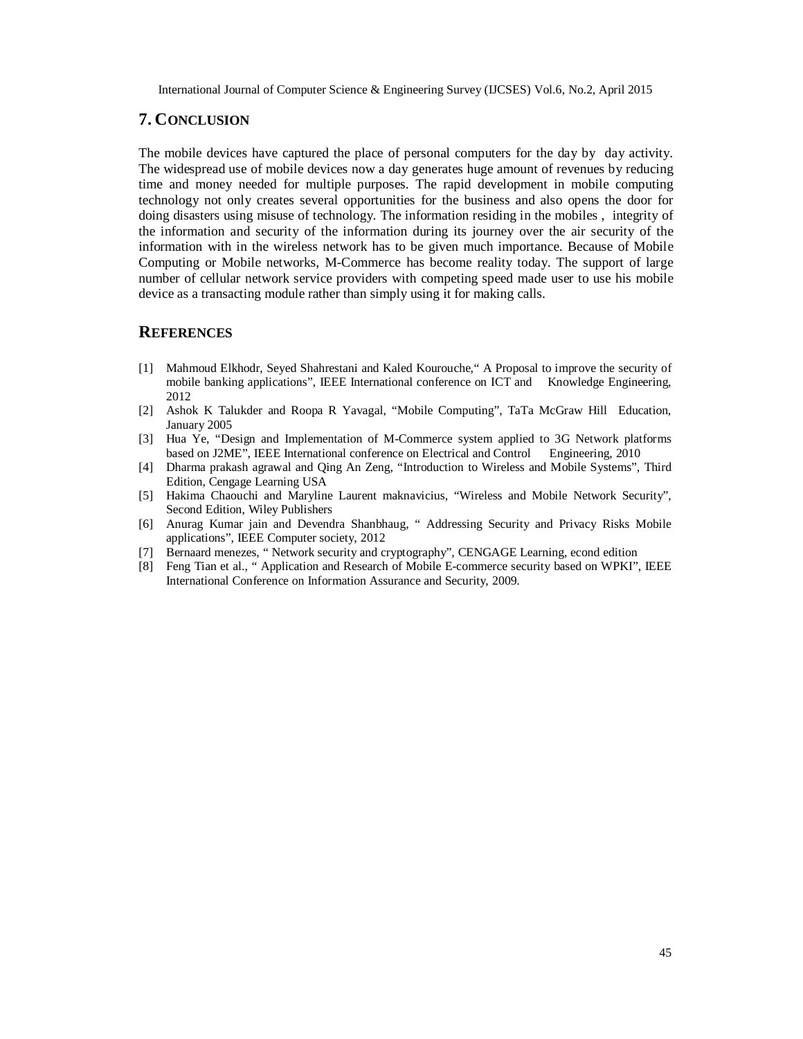## 7. CONCLUSION

The mobile devices have captured the place of personal computers for the day by day activity. The widespread use of mobile devices now a day generates huge amount of revenues by reducing time and money needed for multiple purposes. The rapid development in mobile computing technology not only creates several opportunities for the business and also opens the door for doing disasters using misuse of technology. The information residing in the mobiles , integrity of the information and security of the information during its journey over the air security of the information with in the wireless network has to be given much importance. Because of Mobile Computing or Mobile networks, M-Commerce has become reality today. The support of large number of cellular network service providers with competing speed made user to use his mobile device as a transacting module rather than simply using it for making calls.

## REFERENCES

[1] Mahmoud Elkhodr, Seyed Shahrestani and Kaled Kourouche," A Proposal to improve the security of mobile banking applications", IEEE International conference on ICT and Knowledge Engineering, 2012

[2] Ashok K Talukder and Roopa R Yavagal, "Mobile Computing", TaTa McGraw Hill Education, January 2005

[3] Hua Ye, "Design and Implementation of M-Commerce system applied to 3G Network platforms based on J2ME", IEEE International conference on Electrical and Control Engineering, 2010

[4] Dharma prakash agrawal and Qing An Zeng, "Introduction to Wireless and Mobile Systems", Third Edition, Cengage Learning USA

[5] Hakima Chaouchi and Maryline Laurent maknavicius, "Wireless and Mobile Network Security", Second Edition, Wiley Publishers

[6] Anurag Kumar jain and Devendra Shanbhaug, " Addressing Security and Privacy Risks Mobile applications", IEEE Computer society, 2012

[7] Bernaard menezes, " Network security and cryptography", CENGAGE Learning, econd edition

[8] Feng Tian et al., " Application and Research of Mobile E-commerce security based on WPKI", IEEE International Conference on Information Assurance and Security, 2009.